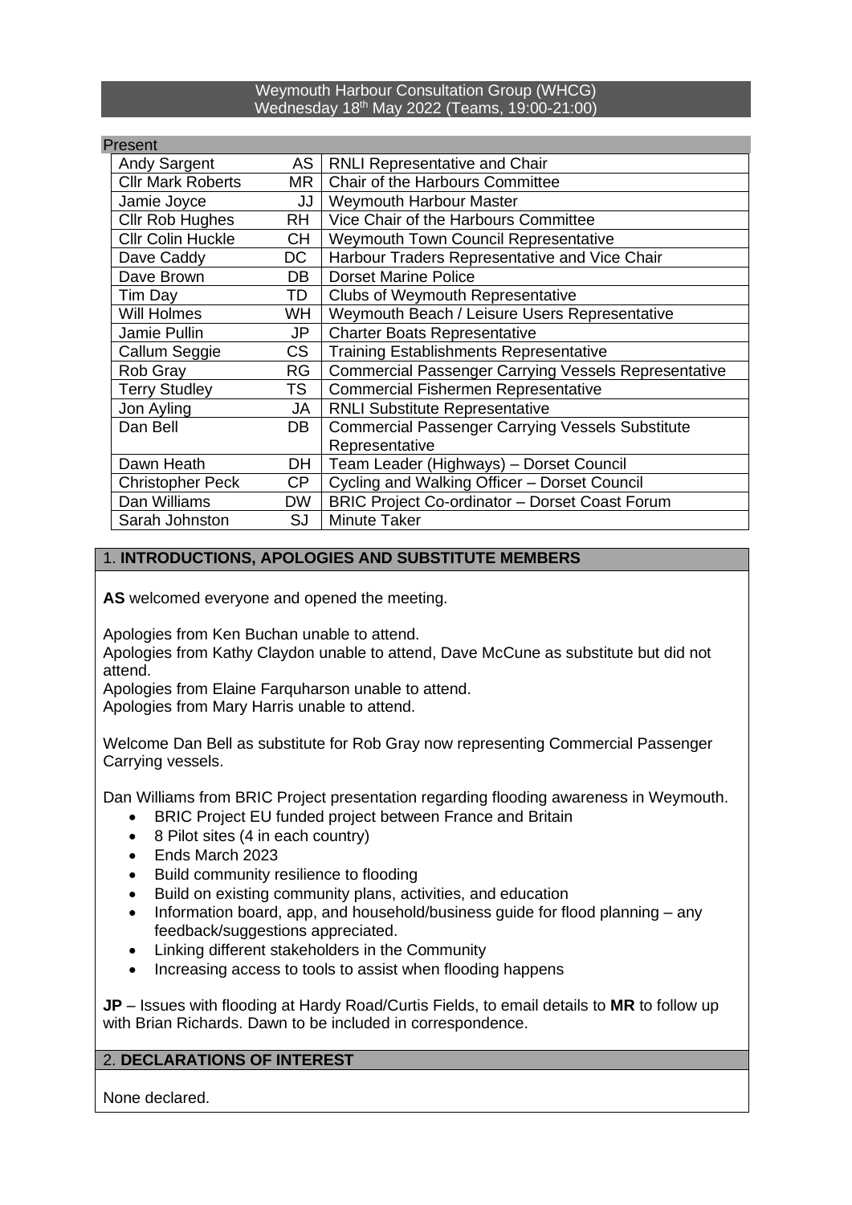# Weymouth Harbour Consultation Group (WHCG)
Wednesday 18th May 2022 (Teams, 19:00-21:00)

**Present**

| Name | Initials | Role |
|---|---|---|
| Andy Sargent | AS | RNLI Representative and Chair |
| Cllr Mark Roberts | MR | Chair of the Harbours Committee |
| Jamie Joyce | JJ | Weymouth Harbour Master |
| Cllr Rob Hughes | RH | Vice Chair of the Harbours Committee |
| Cllr Colin Huckle | CH | Weymouth Town Council Representative |
| Dave Caddy | DC | Harbour Traders Representative and Vice Chair |
| Dave Brown | DB | Dorset Marine Police |
| Tim Day | TD | Clubs of Weymouth Representative |
| Will Holmes | WH | Weymouth Beach / Leisure Users Representative |
| Jamie Pullin | JP | Charter Boats Representative |
| Callum Seggie | CS | Training Establishments Representative |
| Rob Gray | RG | Commercial Passenger Carrying Vessels Representative |
| Terry Studley | TS | Commercial Fishermen Representative |
| Jon Ayling | JA | RNLI Substitute Representative |
| Dan Bell | DB | Commercial Passenger Carrying Vessels Substitute Representative |
| Dawn Heath | DH | Team Leader (Highways) – Dorset Council |
| Christopher Peck | CP | Cycling and Walking Officer – Dorset Council |
| Dan Williams | DW | BRIC Project Co-ordinator – Dorset Coast Forum |
| Sarah Johnston | SJ | Minute Taker |

## 1. INTRODUCTIONS, APOLOGIES AND SUBSTITUTE MEMBERS

**AS** welcomed everyone and opened the meeting.

Apologies from Ken Buchan unable to attend.
Apologies from Kathy Claydon unable to attend, Dave McCune as substitute but did not attend.
Apologies from Elaine Farquharson unable to attend.
Apologies from Mary Harris unable to attend.

Welcome Dan Bell as substitute for Rob Gray now representing Commercial Passenger Carrying vessels.

Dan Williams from BRIC Project presentation regarding flooding awareness in Weymouth.

- BRIC Project EU funded project between France and Britain
- 8 Pilot sites (4 in each country)
- Ends March 2023
- Build community resilience to flooding
- Build on existing community plans, activities, and education
- Information board, app, and household/business guide for flood planning – any feedback/suggestions appreciated.
- Linking different stakeholders in the Community
- Increasing access to tools to assist when flooding happens

**JP** – Issues with flooding at Hardy Road/Curtis Fields, to email details to **MR** to follow up with Brian Richards. Dawn to be included in correspondence.

## 2. DECLARATIONS OF INTEREST

None declared.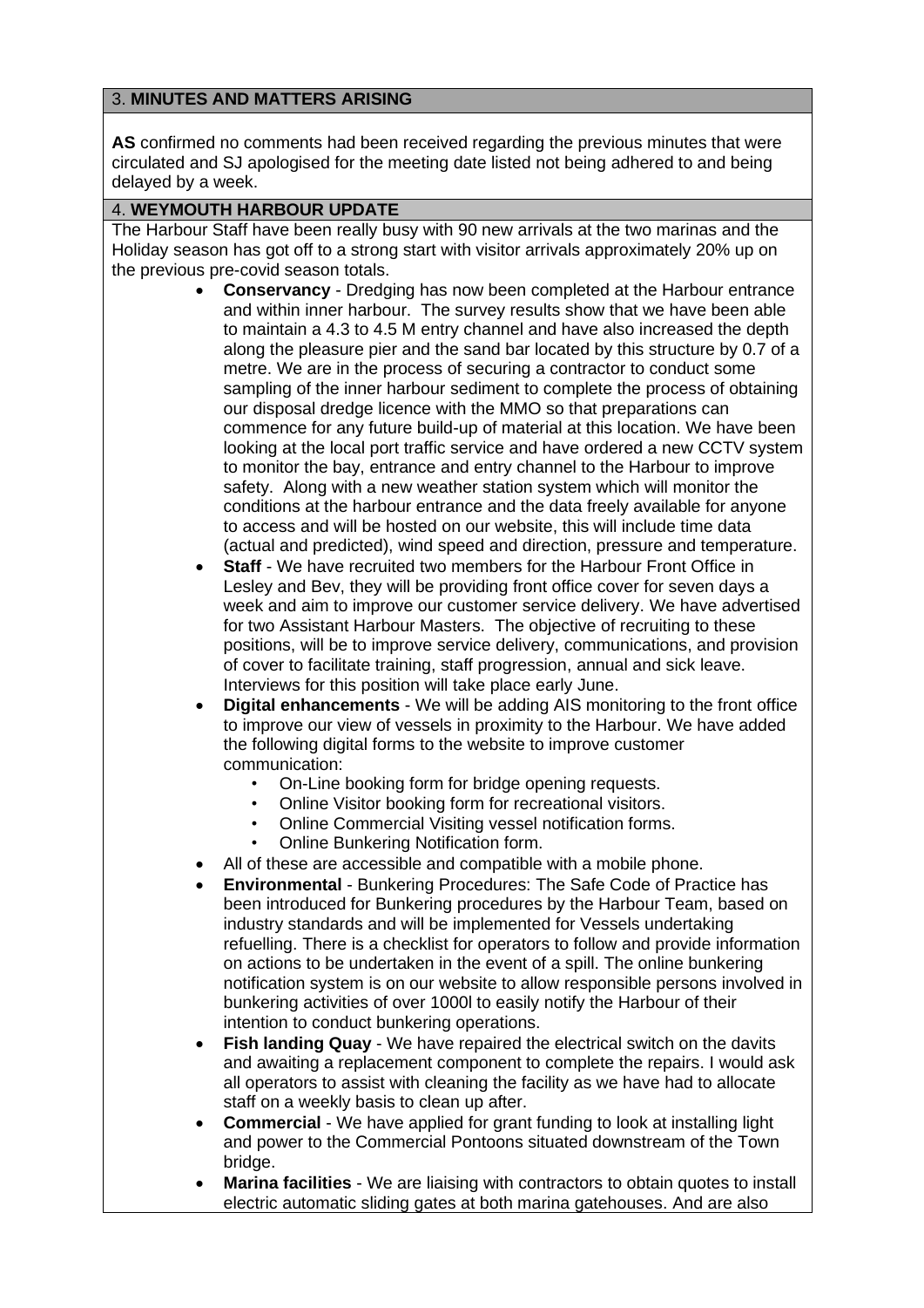## 3. **MINUTES AND MATTERS ARISING**

**AS** confirmed no comments had been received regarding the previous minutes that were circulated and SJ apologised for the meeting date listed not being adhered to and being delayed by a week.

## 4. **WEYMOUTH HARBOUR UPDATE**

The Harbour Staff have been really busy with 90 new arrivals at the two marinas and the Holiday season has got off to a strong start with visitor arrivals approximately 20% up on the previous pre-covid season totals.

- **Conservancy** - Dredging has now been completed at the Harbour entrance and within inner harbour. The survey results show that we have been able to maintain a 4.3 to 4.5 M entry channel and have also increased the depth along the pleasure pier and the sand bar located by this structure by 0.7 of a metre. We are in the process of securing a contractor to conduct some sampling of the inner harbour sediment to complete the process of obtaining our disposal dredge licence with the MMO so that preparations can commence for any future build-up of material at this location. We have been looking at the local port traffic service and have ordered a new CCTV system to monitor the bay, entrance and entry channel to the Harbour to improve safety. Along with a new weather station system which will monitor the conditions at the harbour entrance and the data freely available for anyone to access and will be hosted on our website, this will include time data (actual and predicted), wind speed and direction, pressure and temperature.
- **Staff** - We have recruited two members for the Harbour Front Office in Lesley and Bev, they will be providing front office cover for seven days a week and aim to improve our customer service delivery. We have advertised for two Assistant Harbour Masters. The objective of recruiting to these positions, will be to improve service delivery, communications, and provision of cover to facilitate training, staff progression, annual and sick leave. Interviews for this position will take place early June.
- **Digital enhancements** - We will be adding AIS monitoring to the front office to improve our view of vessels in proximity to the Harbour. We have added the following digital forms to the website to improve customer communication:
  - On-Line booking form for bridge opening requests.
  - Online Visitor booking form for recreational visitors.
  - Online Commercial Visiting vessel notification forms.
  - Online Bunkering Notification form.
- All of these are accessible and compatible with a mobile phone.
- **Environmental** - Bunkering Procedures: The Safe Code of Practice has been introduced for Bunkering procedures by the Harbour Team, based on industry standards and will be implemented for Vessels undertaking refuelling. There is a checklist for operators to follow and provide information on actions to be undertaken in the event of a spill. The online bunkering notification system is on our website to allow responsible persons involved in bunkering activities of over 1000l to easily notify the Harbour of their intention to conduct bunkering operations.
- **Fish landing Quay** - We have repaired the electrical switch on the davits and awaiting a replacement component to complete the repairs. I would ask all operators to assist with cleaning the facility as we have had to allocate staff on a weekly basis to clean up after.
- **Commercial** - We have applied for grant funding to look at installing light and power to the Commercial Pontoons situated downstream of the Town bridge.
- **Marina facilities** - We are liaising with contractors to obtain quotes to install electric automatic sliding gates at both marina gatehouses. And are also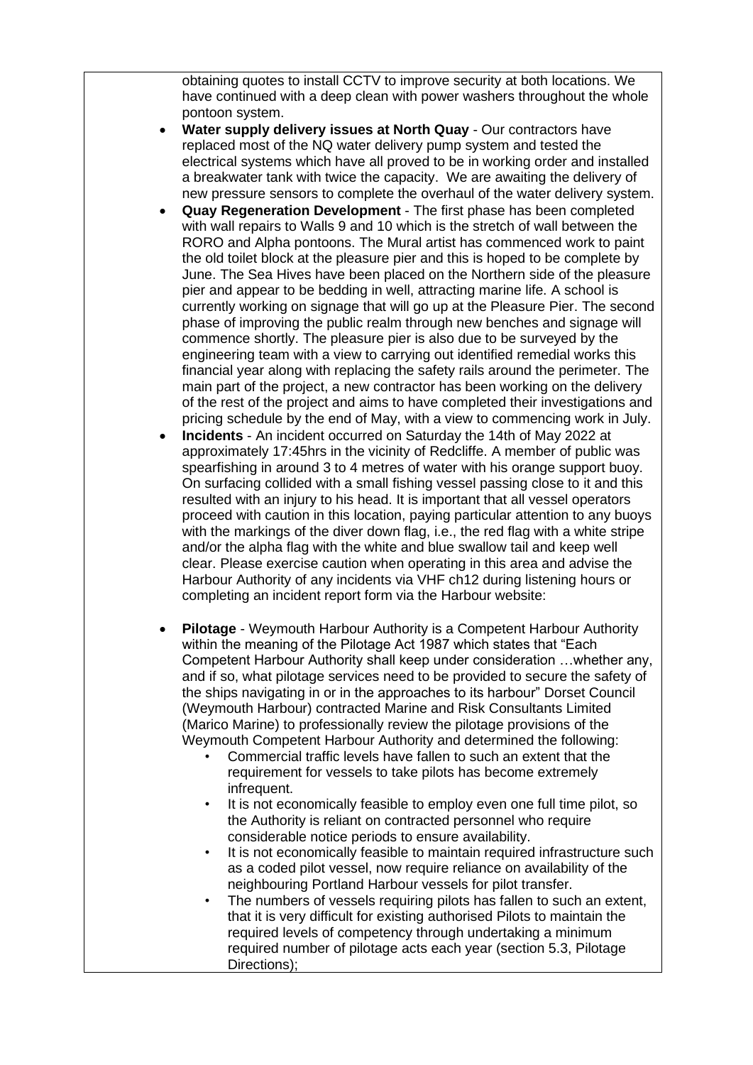obtaining quotes to install CCTV to improve security at both locations. We have continued with a deep clean with power washers throughout the whole pontoon system.

- **Water supply delivery issues at North Quay** - Our contractors have replaced most of the NQ water delivery pump system and tested the electrical systems which have all proved to be in working order and installed a breakwater tank with twice the capacity. We are awaiting the delivery of new pressure sensors to complete the overhaul of the water delivery system.
- **Quay Regeneration Development** - The first phase has been completed with wall repairs to Walls 9 and 10 which is the stretch of wall between the RORO and Alpha pontoons. The Mural artist has commenced work to paint the old toilet block at the pleasure pier and this is hoped to be complete by June. The Sea Hives have been placed on the Northern side of the pleasure pier and appear to be bedding in well, attracting marine life. A school is currently working on signage that will go up at the Pleasure Pier. The second phase of improving the public realm through new benches and signage will commence shortly. The pleasure pier is also due to be surveyed by the engineering team with a view to carrying out identified remedial works this financial year along with replacing the safety rails around the perimeter. The main part of the project, a new contractor has been working on the delivery of the rest of the project and aims to have completed their investigations and pricing schedule by the end of May, with a view to commencing work in July.
- **Incidents** - An incident occurred on Saturday the 14th of May 2022 at approximately 17:45hrs in the vicinity of Redcliffe. A member of public was spearfishing in around 3 to 4 metres of water with his orange support buoy. On surfacing collided with a small fishing vessel passing close to it and this resulted with an injury to his head. It is important that all vessel operators proceed with caution in this location, paying particular attention to any buoys with the markings of the diver down flag, i.e., the red flag with a white stripe and/or the alpha flag with the white and blue swallow tail and keep well clear. Please exercise caution when operating in this area and advise the Harbour Authority of any incidents via VHF ch12 during listening hours or completing an incident report form via the Harbour website:
- **Pilotage** - Weymouth Harbour Authority is a Competent Harbour Authority within the meaning of the Pilotage Act 1987 which states that "Each Competent Harbour Authority shall keep under consideration …whether any, and if so, what pilotage services need to be provided to secure the safety of the ships navigating in or in the approaches to its harbour" Dorset Council (Weymouth Harbour) contracted Marine and Risk Consultants Limited (Marico Marine) to professionally review the pilotage provisions of the Weymouth Competent Harbour Authority and determined the following:
    - Commercial traffic levels have fallen to such an extent that the requirement for vessels to take pilots has become extremely infrequent.
    - It is not economically feasible to employ even one full time pilot, so the Authority is reliant on contracted personnel who require considerable notice periods to ensure availability.
    - It is not economically feasible to maintain required infrastructure such as a coded pilot vessel, now require reliance on availability of the neighbouring Portland Harbour vessels for pilot transfer.
    - The numbers of vessels requiring pilots has fallen to such an extent, that it is very difficult for existing authorised Pilots to maintain the required levels of competency through undertaking a minimum required number of pilotage acts each year (section 5.3, Pilotage Directions);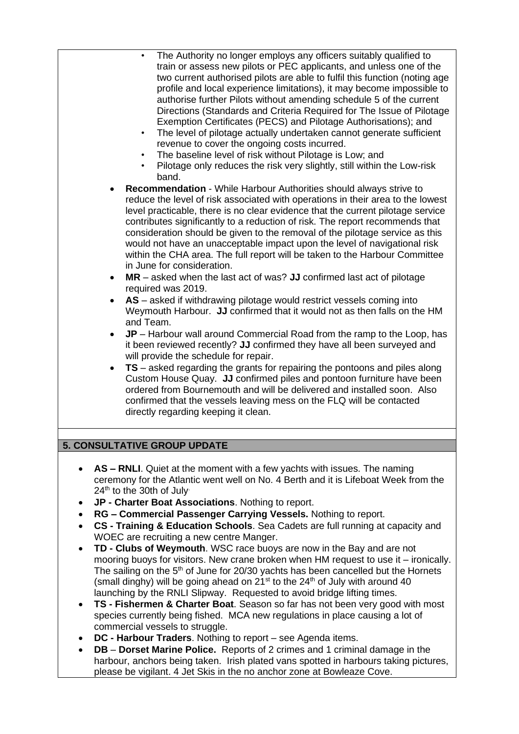- The Authority no longer employs any officers suitably qualified to train or assess new pilots or PEC applicants, and unless one of the two current authorised pilots are able to fulfil this function (noting age profile and local experience limitations), it may become impossible to authorise further Pilots without amending schedule 5 of the current Directions (Standards and Criteria Required for The Issue of Pilotage Exemption Certificates (PECS) and Pilotage Authorisations); and
  - The level of pilotage actually undertaken cannot generate sufficient revenue to cover the ongoing costs incurred.
  - The baseline level of risk without Pilotage is Low; and
  - Pilotage only reduces the risk very slightly, still within the Low-risk band.
- **Recommendation** - While Harbour Authorities should always strive to reduce the level of risk associated with operations in their area to the lowest level practicable, there is no clear evidence that the current pilotage service contributes significantly to a reduction of risk. The report recommends that consideration should be given to the removal of the pilotage service as this would not have an unacceptable impact upon the level of navigational risk within the CHA area. The full report will be taken to the Harbour Committee in June for consideration.
- **MR** – asked when the last act of was? **JJ** confirmed last act of pilotage required was 2019.
- **AS** – asked if withdrawing pilotage would restrict vessels coming into Weymouth Harbour. **JJ** confirmed that it would not as then falls on the HM and Team.
- **JP** – Harbour wall around Commercial Road from the ramp to the Loop, has it been reviewed recently? **JJ** confirmed they have all been surveyed and will provide the schedule for repair.
- **TS** – asked regarding the grants for repairing the pontoons and piles along Custom House Quay. **JJ** confirmed piles and pontoon furniture have been ordered from Bournemouth and will be delivered and installed soon. Also confirmed that the vessels leaving mess on the FLQ will be contacted directly regarding keeping it clean.

## 5. CONSULTATIVE GROUP UPDATE

- **AS – RNLI**. Quiet at the moment with a few yachts with issues. The naming ceremony for the Atlantic went well on No. 4 Berth and it is Lifeboat Week from the 24th to the 30th of July.
- **JP - Charter Boat Associations**. Nothing to report.
- **RG – Commercial Passenger Carrying Vessels.** Nothing to report.
- **CS - Training & Education Schools**. Sea Cadets are full running at capacity and WOEC are recruiting a new centre Manger.
- **TD - Clubs of Weymouth**. WSC race buoys are now in the Bay and are not mooring buoys for visitors. New crane broken when HM request to use it – ironically. The sailing on the 5th of June for 20/30 yachts has been cancelled but the Hornets (small dinghy) will be going ahead on 21st to the 24th of July with around 40 launching by the RNLI Slipway. Requested to avoid bridge lifting times.
- **TS - Fishermen & Charter Boat**. Season so far has not been very good with most species currently being fished. MCA new regulations in place causing a lot of commercial vessels to struggle.
- **DC - Harbour Traders**. Nothing to report – see Agenda items.
- **DB** – **Dorset Marine Police.** Reports of 2 crimes and 1 criminal damage in the harbour, anchors being taken. Irish plated vans spotted in harbours taking pictures, please be vigilant. 4 Jet Skis in the no anchor zone at Bowleaze Cove.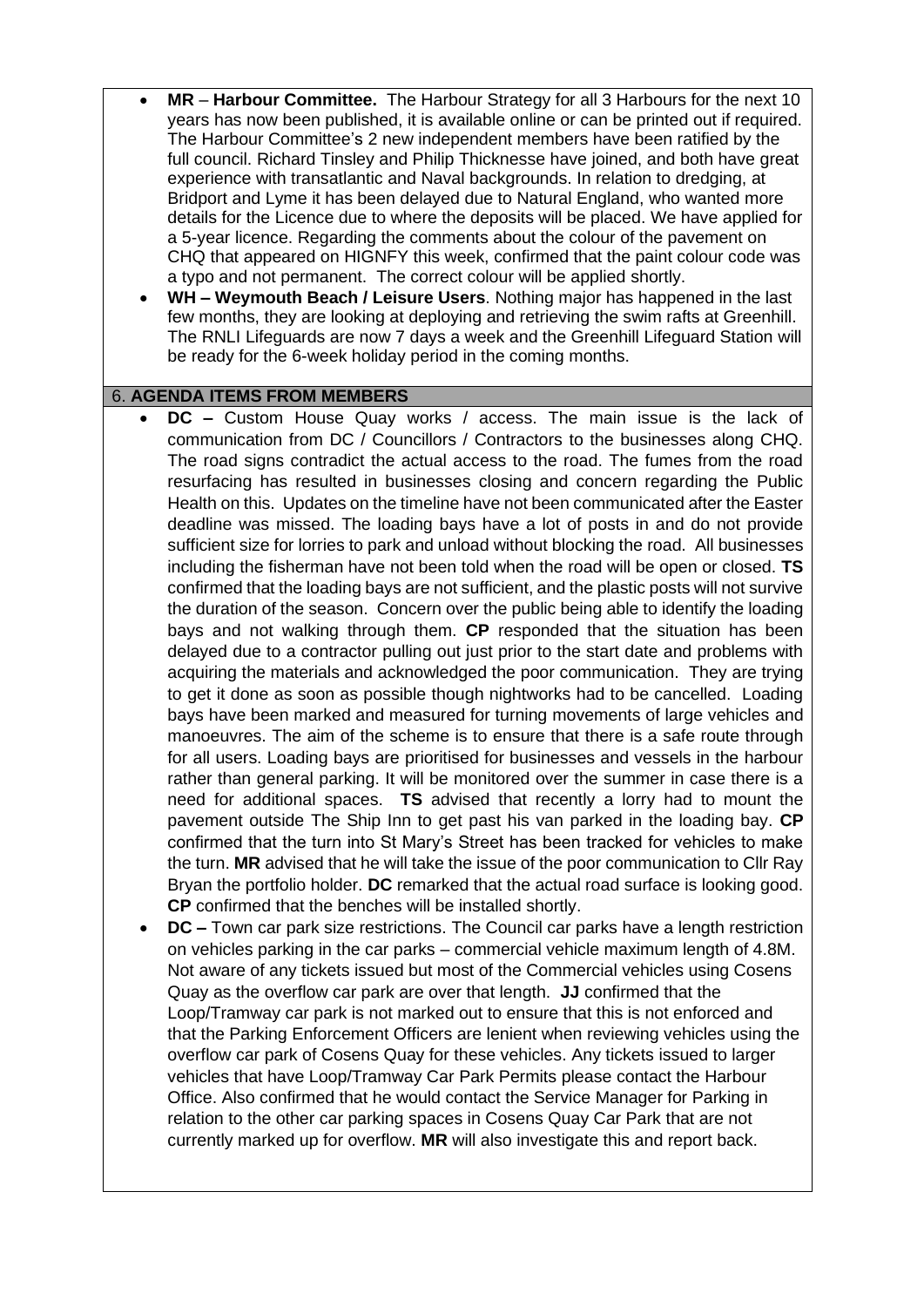- **MR** – **Harbour Committee.** The Harbour Strategy for all 3 Harbours for the next 10 years has now been published, it is available online or can be printed out if required. The Harbour Committee's 2 new independent members have been ratified by the full council. Richard Tinsley and Philip Thicknesse have joined, and both have great experience with transatlantic and Naval backgrounds. In relation to dredging, at Bridport and Lyme it has been delayed due to Natural England, who wanted more details for the Licence due to where the deposits will be placed. We have applied for a 5-year licence. Regarding the comments about the colour of the pavement on CHQ that appeared on HIGNFY this week, confirmed that the paint colour code was a typo and not permanent. The correct colour will be applied shortly.
- **WH – Weymouth Beach / Leisure Users**. Nothing major has happened in the last few months, they are looking at deploying and retrieving the swim rafts at Greenhill. The RNLI Lifeguards are now 7 days a week and the Greenhill Lifeguard Station will be ready for the 6-week holiday period in the coming months.

## 6. AGENDA ITEMS FROM MEMBERS

- **DC –** Custom House Quay works / access. The main issue is the lack of communication from DC / Councillors / Contractors to the businesses along CHQ. The road signs contradict the actual access to the road. The fumes from the road resurfacing has resulted in businesses closing and concern regarding the Public Health on this. Updates on the timeline have not been communicated after the Easter deadline was missed. The loading bays have a lot of posts in and do not provide sufficient size for lorries to park and unload without blocking the road. All businesses including the fisherman have not been told when the road will be open or closed. **TS** confirmed that the loading bays are not sufficient, and the plastic posts will not survive the duration of the season. Concern over the public being able to identify the loading bays and not walking through them. **CP** responded that the situation has been delayed due to a contractor pulling out just prior to the start date and problems with acquiring the materials and acknowledged the poor communication. They are trying to get it done as soon as possible though nightworks had to be cancelled. Loading bays have been marked and measured for turning movements of large vehicles and manoeuvres. The aim of the scheme is to ensure that there is a safe route through for all users. Loading bays are prioritised for businesses and vessels in the harbour rather than general parking. It will be monitored over the summer in case there is a need for additional spaces. **TS** advised that recently a lorry had to mount the pavement outside The Ship Inn to get past his van parked in the loading bay. **CP** confirmed that the turn into St Mary's Street has been tracked for vehicles to make the turn. **MR** advised that he will take the issue of the poor communication to Cllr Ray Bryan the portfolio holder. **DC** remarked that the actual road surface is looking good. **CP** confirmed that the benches will be installed shortly.
- **DC –** Town car park size restrictions. The Council car parks have a length restriction on vehicles parking in the car parks – commercial vehicle maximum length of 4.8M. Not aware of any tickets issued but most of the Commercial vehicles using Cosens Quay as the overflow car park are over that length. **JJ** confirmed that the Loop/Tramway car park is not marked out to ensure that this is not enforced and that the Parking Enforcement Officers are lenient when reviewing vehicles using the overflow car park of Cosens Quay for these vehicles. Any tickets issued to larger vehicles that have Loop/Tramway Car Park Permits please contact the Harbour Office. Also confirmed that he would contact the Service Manager for Parking in relation to the other car parking spaces in Cosens Quay Car Park that are not currently marked up for overflow. **MR** will also investigate this and report back.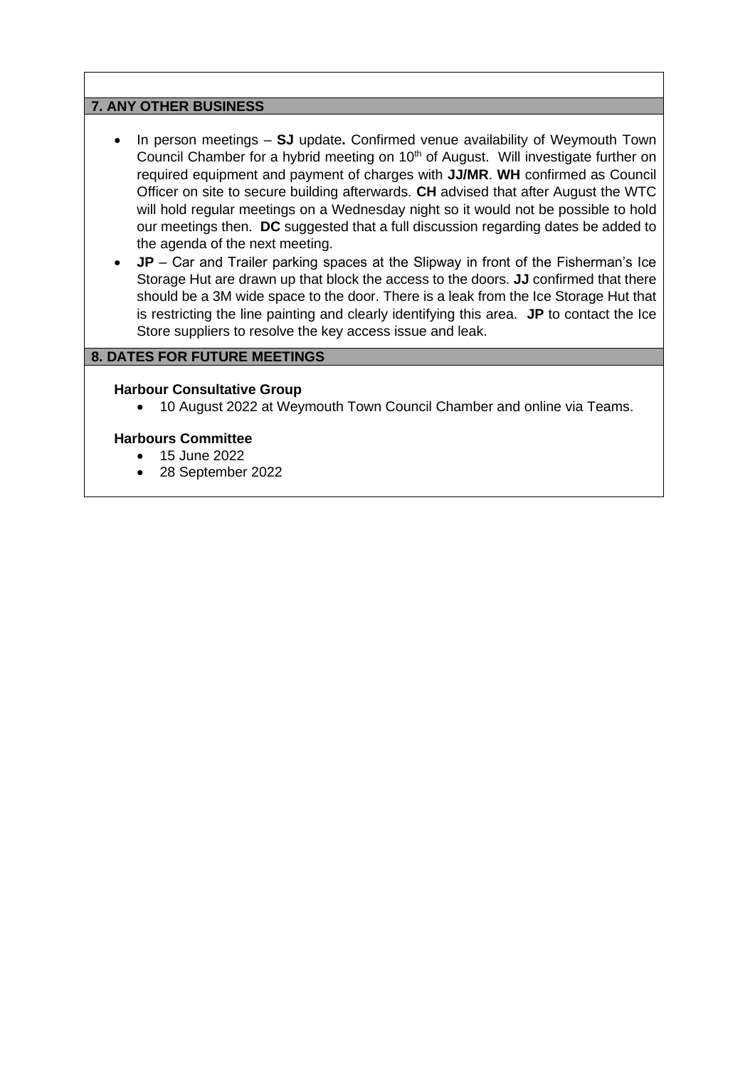## 7. ANY OTHER BUSINESS

- In person meetings – **SJ** update**.** Confirmed venue availability of Weymouth Town Council Chamber for a hybrid meeting on 10th of August. Will investigate further on required equipment and payment of charges with **JJ/MR**. **WH** confirmed as Council Officer on site to secure building afterwards. **CH** advised that after August the WTC will hold regular meetings on a Wednesday night so it would not be possible to hold our meetings then. **DC** suggested that a full discussion regarding dates be added to the agenda of the next meeting.
- **JP** – Car and Trailer parking spaces at the Slipway in front of the Fisherman's Ice Storage Hut are drawn up that block the access to the doors. **JJ** confirmed that there should be a 3M wide space to the door. There is a leak from the Ice Storage Hut that is restricting the line painting and clearly identifying this area. **JP** to contact the Ice Store suppliers to resolve the key access issue and leak.

## 8. DATES FOR FUTURE MEETINGS

**Harbour Consultative Group**

- 10 August 2022 at Weymouth Town Council Chamber and online via Teams.

**Harbours Committee**

- 15 June 2022
- 28 September 2022